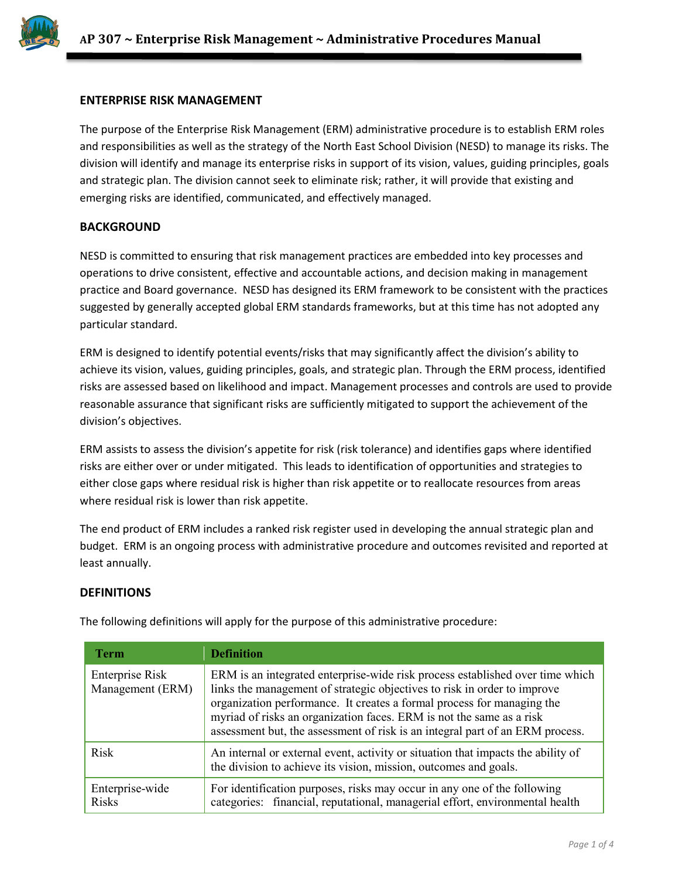## ENTERPRISE RISK MANAGEMENT

The purpose of the Enterprise Risk Management (ERM) administrative procedure is to establish ERM roles and responsibilities as well as the strategy of the North East School Division (NESD) to manage its risks. The division will identify and manage its enterprise risks in support of its vision, values, guiding principles, goals and strategic plan. The division cannot seek to eliminate risk; rather, it will provide that existing and emerging risks are identified, communicated, and effectively managed.

## BACKGROUND

NESD is committed to ensuring that risk management practices are embedded into key processes and operations to drive consistent, effective and accountable actions, and decision making in management practice and Board governance. NESD has designed its ERM framework to be consistent with the practices suggested by generally accepted global ERM standards frameworks, but at this time has not adopted any particular standard.

ERM is designed to identify potential events/risks that may significantly affect the division's ability to achieve its vision, values, guiding principles, goals, and strategic plan. Through the ERM process, identified risks are assessed based on likelihood and impact. Management processes and controls are used to provide reasonable assurance that significant risks are sufficiently mitigated to support the achievement of the division's objectives.

ERM assists to assess the division's appetite for risk (risk tolerance) and identifies gaps where identified risks are either over or under mitigated. This leads to identification of opportunities and strategies to either close gaps where residual risk is higher than risk appetite or to reallocate resources from areas where residual risk is lower than risk appetite.

The end product of ERM includes a ranked risk register used in developing the annual strategic plan and budget. ERM is an ongoing process with administrative procedure and outcomes revisited and reported at least annually.

## DEFINITIONS

The following definitions will apply for the purpose of this administrative procedure:

| Term | Definition |
|---|---|
| Enterprise Risk Management (ERM) | ERM is an integrated enterprise-wide risk process established over time which links the management of strategic objectives to risk in order to improve organization performance. It creates a formal process for managing the myriad of risks an organization faces. ERM is not the same as a risk assessment but, the assessment of risk is an integral part of an ERM process. |
| Risk | An internal or external event, activity or situation that impacts the ability of the division to achieve its vision, mission, outcomes and goals. |
| Enterprise-wide Risks | For identification purposes, risks may occur in any one of the following categories: financial, reputational, managerial effort, environmental health |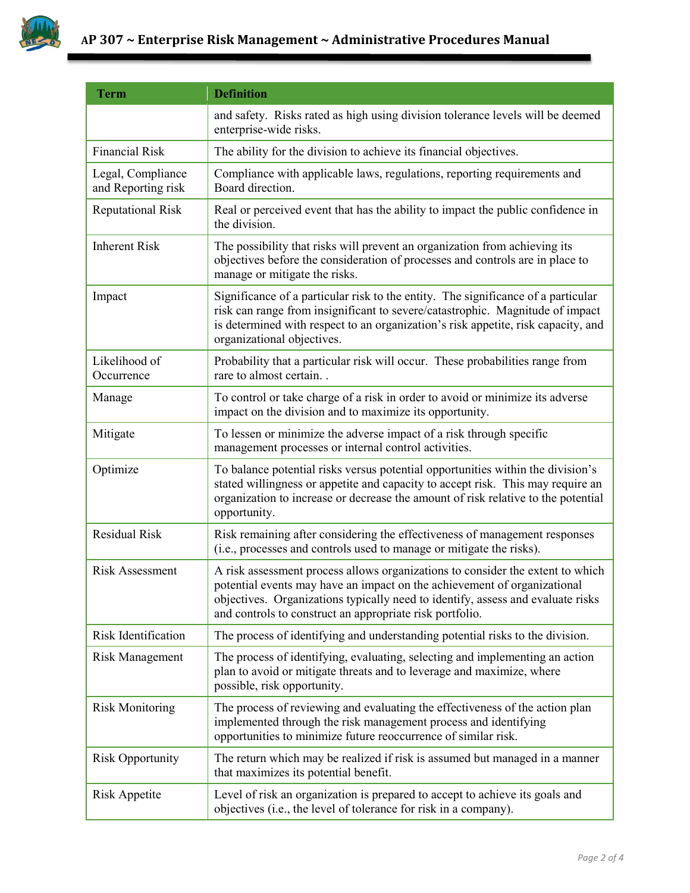| Term | Definition |
|---|---|
| | and safety. Risks rated as high using division tolerance levels will be deemed enterprise-wide risks. |
| Financial Risk | The ability for the division to achieve its financial objectives. |
| Legal, Compliance and Reporting risk | Compliance with applicable laws, regulations, reporting requirements and Board direction. |
| Reputational Risk | Real or perceived event that has the ability to impact the public confidence in the division. |
| Inherent Risk | The possibility that risks will prevent an organization from achieving its objectives before the consideration of processes and controls are in place to manage or mitigate the risks. |
| Impact | Significance of a particular risk to the entity. The significance of a particular risk can range from insignificant to severe/catastrophic. Magnitude of impact is determined with respect to an organization's risk appetite, risk capacity, and organizational objectives. |
| Likelihood of Occurrence | Probability that a particular risk will occur. These probabilities range from rare to almost certain. . |
| Manage | To control or take charge of a risk in order to avoid or minimize its adverse impact on the division and to maximize its opportunity. |
| Mitigate | To lessen or minimize the adverse impact of a risk through specific management processes or internal control activities. |
| Optimize | To balance potential risks versus potential opportunities within the division's stated willingness or appetite and capacity to accept risk. This may require an organization to increase or decrease the amount of risk relative to the potential opportunity. |
| Residual Risk | Risk remaining after considering the effectiveness of management responses (i.e., processes and controls used to manage or mitigate the risks). |
| Risk Assessment | A risk assessment process allows organizations to consider the extent to which potential events may have an impact on the achievement of organizational objectives. Organizations typically need to identify, assess and evaluate risks and controls to construct an appropriate risk portfolio. |
| Risk Identification | The process of identifying and understanding potential risks to the division. |
| Risk Management | The process of identifying, evaluating, selecting and implementing an action plan to avoid or mitigate threats and to leverage and maximize, where possible, risk opportunity. |
| Risk Monitoring | The process of reviewing and evaluating the effectiveness of the action plan implemented through the risk management process and identifying opportunities to minimize future reoccurrence of similar risk. |
| Risk Opportunity | The return which may be realized if risk is assumed but managed in a manner that maximizes its potential benefit. |
| Risk Appetite | Level of risk an organization is prepared to accept to achieve its goals and objectives (i.e., the level of tolerance for risk in a company). |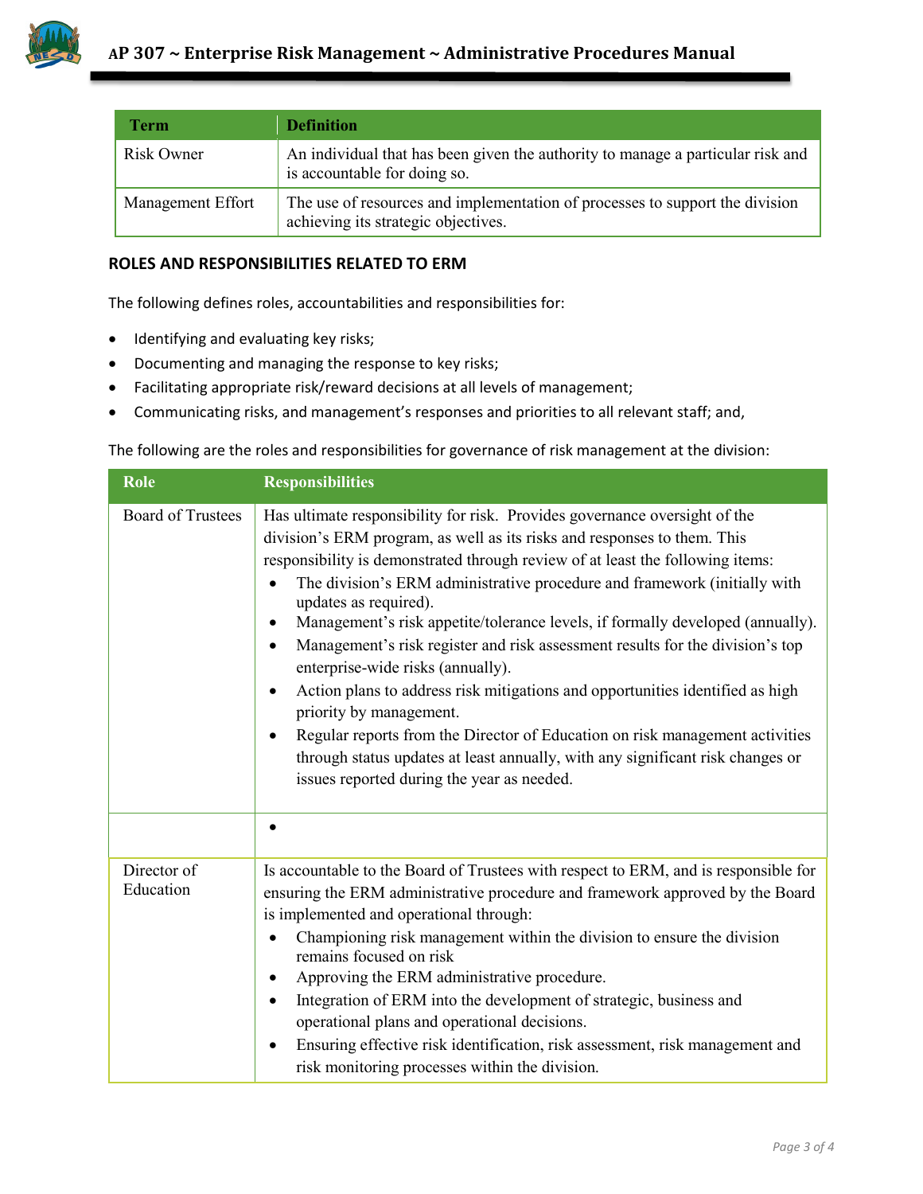| Term | Definition |
| --- | --- |
| Risk Owner | An individual that has been given the authority to manage a particular risk and is accountable for doing so. |
| Management Effort | The use of resources and implementation of processes to support the division achieving its strategic objectives. |

### ROLES AND RESPONSIBILITIES RELATED TO ERM

The following defines roles, accountabilities and responsibilities for:

- Identifying and evaluating key risks;
- Documenting and managing the response to key risks;
- Facilitating appropriate risk/reward decisions at all levels of management;
- Communicating risks, and management's responses and priorities to all relevant staff; and,

The following are the roles and responsibilities for governance of risk management at the division:

| Role | Responsibilities |
| --- | --- |
| Board of Trustees | Has ultimate responsibility for risk. Provides governance oversight of the division's ERM program, as well as its risks and responses to them. This responsibility is demonstrated through review of at least the following items:<br>• The division's ERM administrative procedure and framework (initially with updates as required).<br>• Management's risk appetite/tolerance levels, if formally developed (annually).<br>• Management's risk register and risk assessment results for the division's top enterprise-wide risks (annually).<br>• Action plans to address risk mitigations and opportunities identified as high priority by management.<br>• Regular reports from the Director of Education on risk management activities through status updates at least annually, with any significant risk changes or issues reported during the year as needed. |
| | • |
| Director of Education | Is accountable to the Board of Trustees with respect to ERM, and is responsible for ensuring the ERM administrative procedure and framework approved by the Board is implemented and operational through:<br>• Championing risk management within the division to ensure the division remains focused on risk<br>• Approving the ERM administrative procedure.<br>• Integration of ERM into the development of strategic, business and operational plans and operational decisions.<br>• Ensuring effective risk identification, risk assessment, risk management and risk monitoring processes within the division. |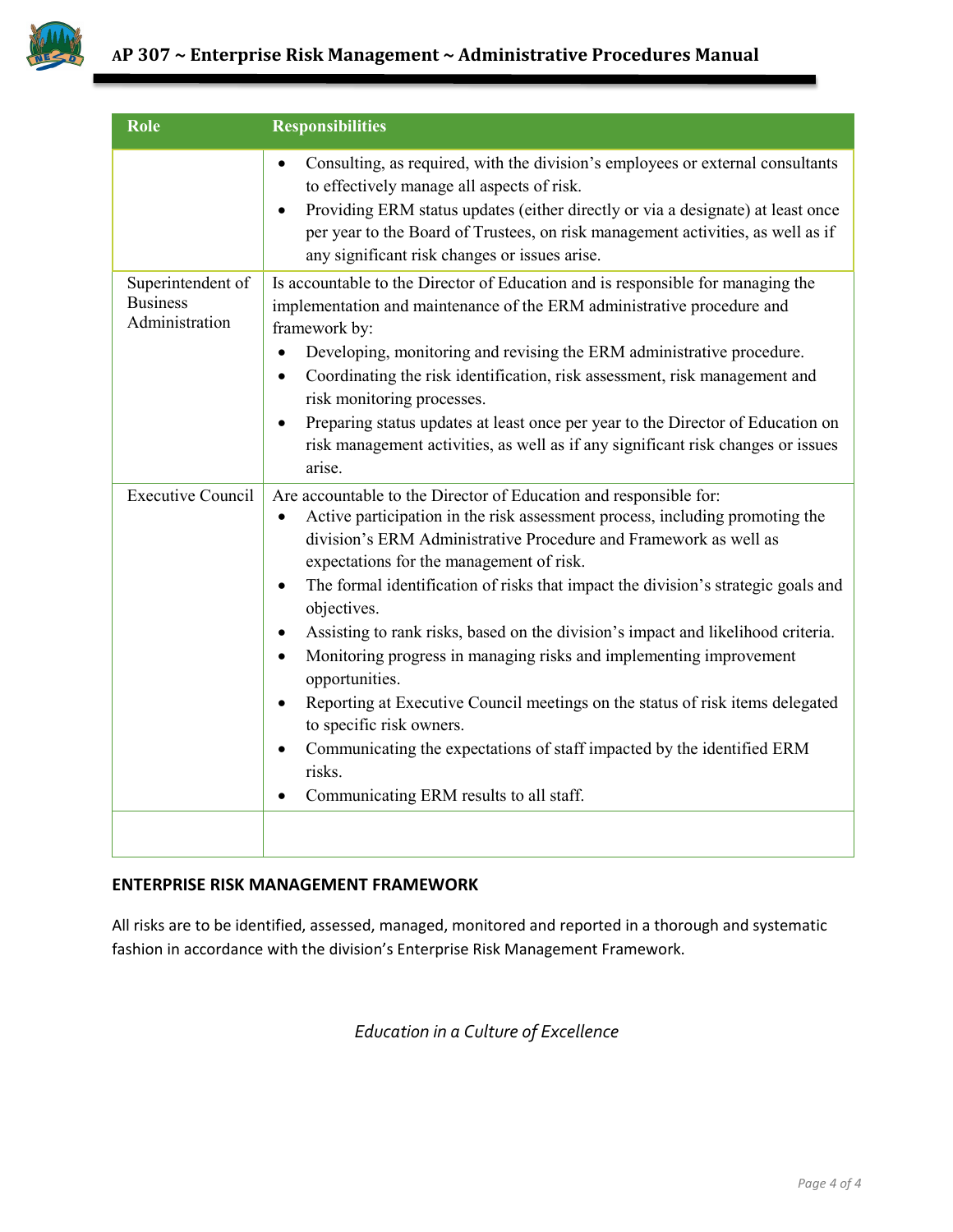| Role | Responsibilities |
| --- | --- |
| | • Consulting, as required, with the division's employees or external consultants to effectively manage all aspects of risk.<br>• Providing ERM status updates (either directly or via a designate) at least once per year to the Board of Trustees, on risk management activities, as well as if any significant risk changes or issues arise. |
| Superintendent of Business Administration | Is accountable to the Director of Education and is responsible for managing the implementation and maintenance of the ERM administrative procedure and framework by:<br>• Developing, monitoring and revising the ERM administrative procedure.<br>• Coordinating the risk identification, risk assessment, risk management and risk monitoring processes.<br>• Preparing status updates at least once per year to the Director of Education on risk management activities, as well as if any significant risk changes or issues arise. |
| Executive Council | Are accountable to the Director of Education and responsible for:<br>• Active participation in the risk assessment process, including promoting the division's ERM Administrative Procedure and Framework as well as expectations for the management of risk.<br>• The formal identification of risks that impact the division's strategic goals and objectives.<br>• Assisting to rank risks, based on the division's impact and likelihood criteria.<br>• Monitoring progress in managing risks and implementing improvement opportunities.<br>• Reporting at Executive Council meetings on the status of risk items delegated to specific risk owners.<br>• Communicating the expectations of staff impacted by the identified ERM risks.<br>• Communicating ERM results to all staff. |
| | |

**ENTERPRISE RISK MANAGEMENT FRAMEWORK**

All risks are to be identified, assessed, managed, monitored and reported in a thorough and systematic fashion in accordance with the division's Enterprise Risk Management Framework.

*Education in a Culture of Excellence*